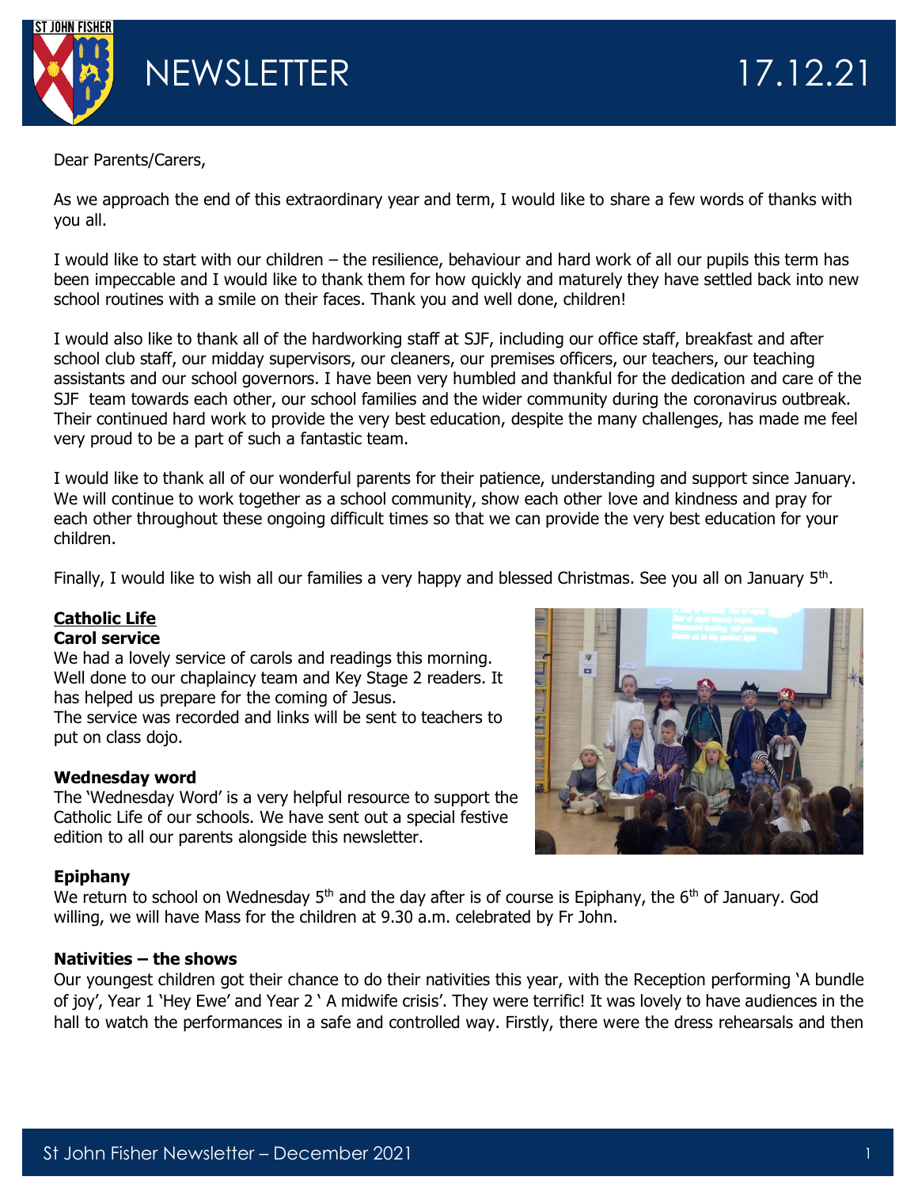# NEWSLETTER 17.12.21

Dear Parents/Carers,

As we approach the end of this extraordinary year and term, I would like to share a few words of thanks with you all.

I would like to start with our children – the resilience, behaviour and hard work of all our pupils this term has been impeccable and I would like to thank them for how quickly and maturely they have settled back into new school routines with a smile on their faces. Thank you and well done, children!

I would also like to thank all of the hardworking staff at SJF, including our office staff, breakfast and after school club staff, our midday supervisors, our cleaners, our premises officers, our teachers, our teaching assistants and our school governors. I have been very humbled and thankful for the dedication and care of the SJF team towards each other, our school families and the wider community during the coronavirus outbreak. Their continued hard work to provide the very best education, despite the many challenges, has made me feel very proud to be a part of such a fantastic team.

I would like to thank all of our wonderful parents for their patience, understanding and support since January. We will continue to work together as a school community, show each other love and kindness and pray for each other throughout these ongoing difficult times so that we can provide the very best education for your children.

Finally, I would like to wish all our families a very happy and blessed Christmas. See you all on January 5th.

## Catholic Life

### Carol service

We had a lovely service of carols and readings this morning. Well done to our chaplaincy team and Key Stage 2 readers. It has helped us prepare for the coming of Jesus.
The service was recorded and links will be sent to teachers to put on class dojo.

### Wednesday word

The 'Wednesday Word' is a very helpful resource to support the Catholic Life of our schools. We have sent out a special festive edition to all our parents alongside this newsletter.

### Epiphany

We return to school on Wednesday 5th and the day after is of course is Epiphany, the 6th of January. God willing, we will have Mass for the children at 9.30 a.m. celebrated by Fr John.

### Nativities – the shows

Our youngest children got their chance to do their nativities this year, with the Reception performing 'A bundle of joy', Year 1 'Hey Ewe' and Year 2 ' A midwife crisis'. They were terrific! It was lovely to have audiences in the hall to watch the performances in a safe and controlled way. Firstly, there were the dress rehearsals and then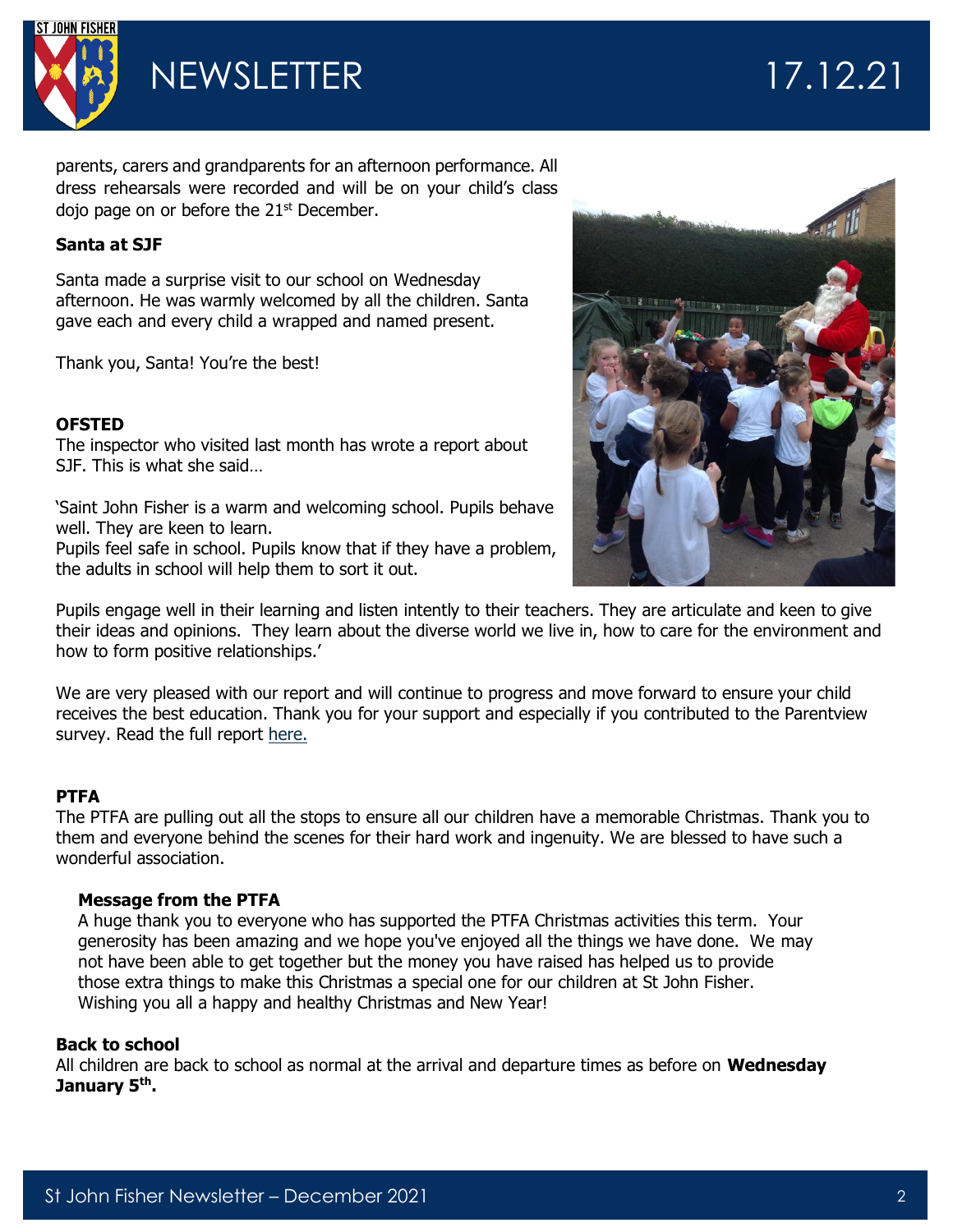parents, carers and grandparents for an afternoon performance. All dress rehearsals were recorded and will be on your child's class dojo page on or before the 21st December.

**Santa at SJF**

Santa made a surprise visit to our school on Wednesday afternoon. He was warmly welcomed by all the children. Santa gave each and every child a wrapped and named present.

Thank you, Santa! You're the best!

**OFSTED**

The inspector who visited last month has wrote a report about SJF. This is what she said…

'Saint John Fisher is a warm and welcoming school. Pupils behave well. They are keen to learn.
Pupils feel safe in school. Pupils know that if they have a problem, the adults in school will help them to sort it out.

Pupils engage well in their learning and listen intently to their teachers. They are articulate and keen to give their ideas and opinions. They learn about the diverse world we live in, how to care for the environment and how to form positive relationships.'

We are very pleased with our report and will continue to progress and move forward to ensure your child receives the best education. Thank you for your support and especially if you contributed to the Parentview survey. Read the full report here.

**PTFA**

The PTFA are pulling out all the stops to ensure all our children have a memorable Christmas. Thank you to them and everyone behind the scenes for their hard work and ingenuity. We are blessed to have such a wonderful association.

**Message from the PTFA**

A huge thank you to everyone who has supported the PTFA Christmas activities this term. Your generosity has been amazing and we hope you've enjoyed all the things we have done. We may not have been able to get together but the money you have raised has helped us to provide those extra things to make this Christmas a special one for our children at St John Fisher. Wishing you all a happy and healthy Christmas and New Year!

**Back to school**

All children are back to school as normal at the arrival and departure times as before on **Wednesday January 5th.**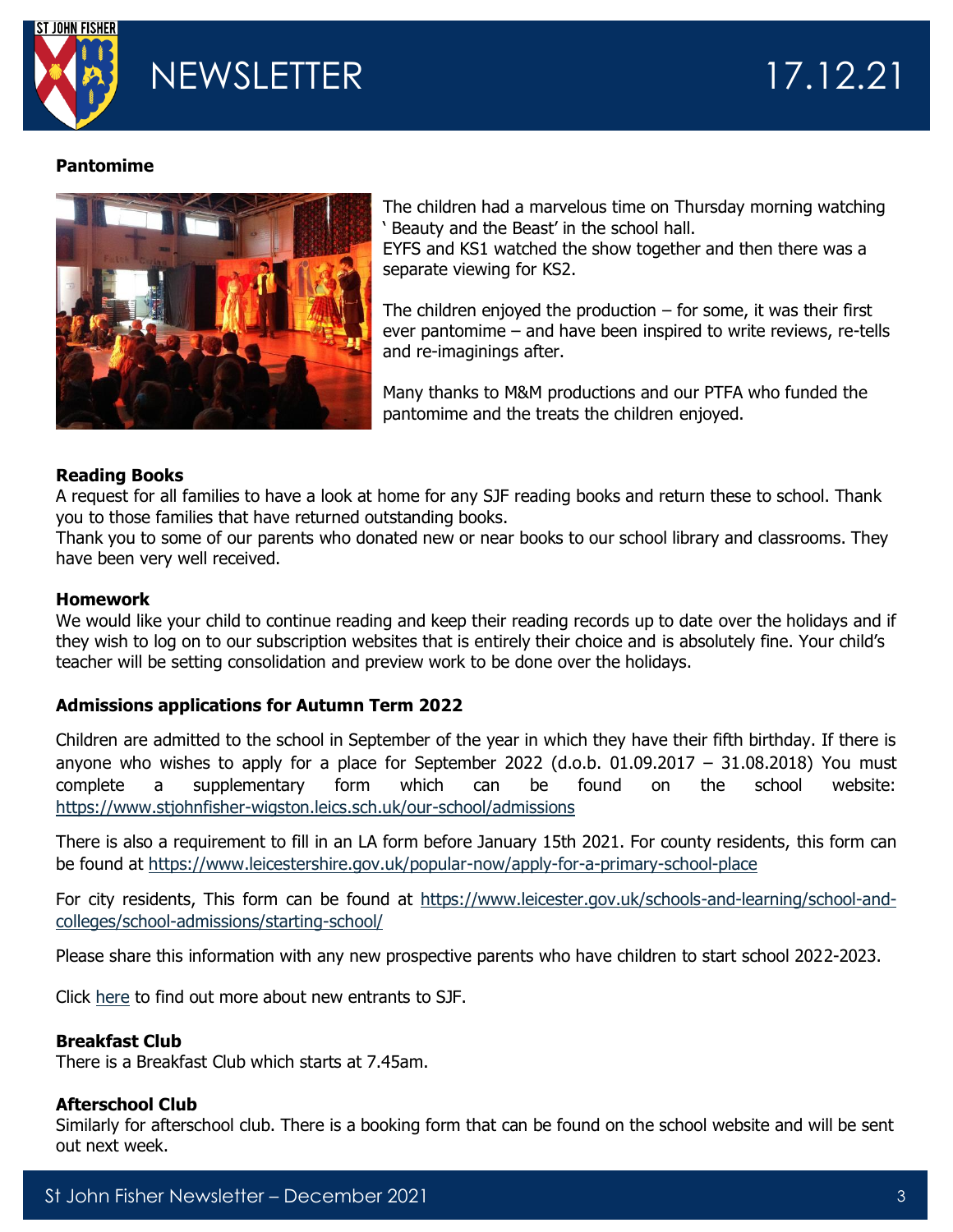**Pantomime**

The children had a marvelous time on Thursday morning watching ' Beauty and the Beast' in the school hall.
EYFS and KS1 watched the show together and then there was a separate viewing for KS2.

The children enjoyed the production – for some, it was their first ever pantomime – and have been inspired to write reviews, re-tells and re-imaginings after.

Many thanks to M&M productions and our PTFA who funded the pantomime and the treats the children enjoyed.

**Reading Books**

A request for all families to have a look at home for any SJF reading books and return these to school. Thank you to those families that have returned outstanding books.
Thank you to some of our parents who donated new or near books to our school library and classrooms. They have been very well received.

**Homework**

We would like your child to continue reading and keep their reading records up to date over the holidays and if they wish to log on to our subscription websites that is entirely their choice and is absolutely fine. Your child's teacher will be setting consolidation and preview work to be done over the holidays.

**Admissions applications for Autumn Term 2022**

Children are admitted to the school in September of the year in which they have their fifth birthday. If there is anyone who wishes to apply for a place for September 2022 (d.o.b. 01.09.2017 – 31.08.2018) You must complete a supplementary form which can be found on the school website: https://www.stjohnfisher-wigston.leics.sch.uk/our-school/admissions

There is also a requirement to fill in an LA form before January 15th 2021. For county residents, this form can be found at https://www.leicestershire.gov.uk/popular-now/apply-for-a-primary-school-place

For city residents, This form can be found at https://www.leicester.gov.uk/schools-and-learning/school-and-colleges/school-admissions/starting-school/

Please share this information with any new prospective parents who have children to start school 2022-2023.

Click here to find out more about new entrants to SJF.

**Breakfast Club**

There is a Breakfast Club which starts at 7.45am.

**Afterschool Club**

Similarly for afterschool club. There is a booking form that can be found on the school website and will be sent out next week.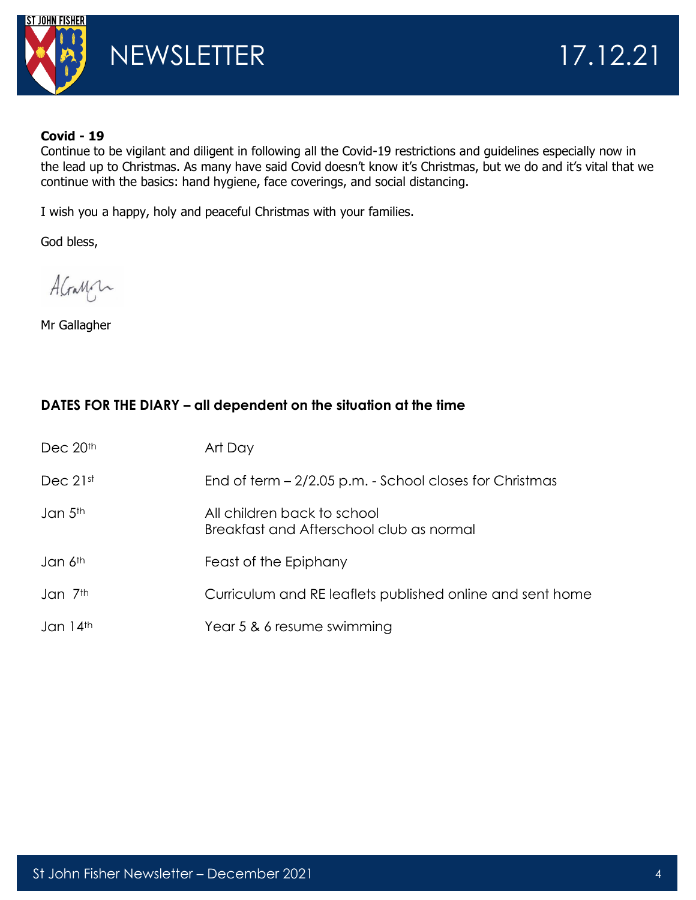**Covid - 19**

Continue to be vigilant and diligent in following all the Covid-19 restrictions and guidelines especially now in the lead up to Christmas. As many have said Covid doesn't know it's Christmas, but we do and it's vital that we continue with the basics: hand hygiene, face coverings, and social distancing.

I wish you a happy, holy and peaceful Christmas with your families.

God bless,

Mr Gallagher

**DATES FOR THE DIARY – all dependent on the situation at the time**

| | |
|---|---|
| Dec 20th | Art Day |
| Dec 21st | End of term – 2/2.05 p.m. - School closes for Christmas |
| Jan 5th | All children back to school<br>Breakfast and Afterschool club as normal |
| Jan 6th | Feast of the Epiphany |
| Jan 7th | Curriculum and RE leaflets published online and sent home |
| Jan 14th | Year 5 & 6 resume swimming |